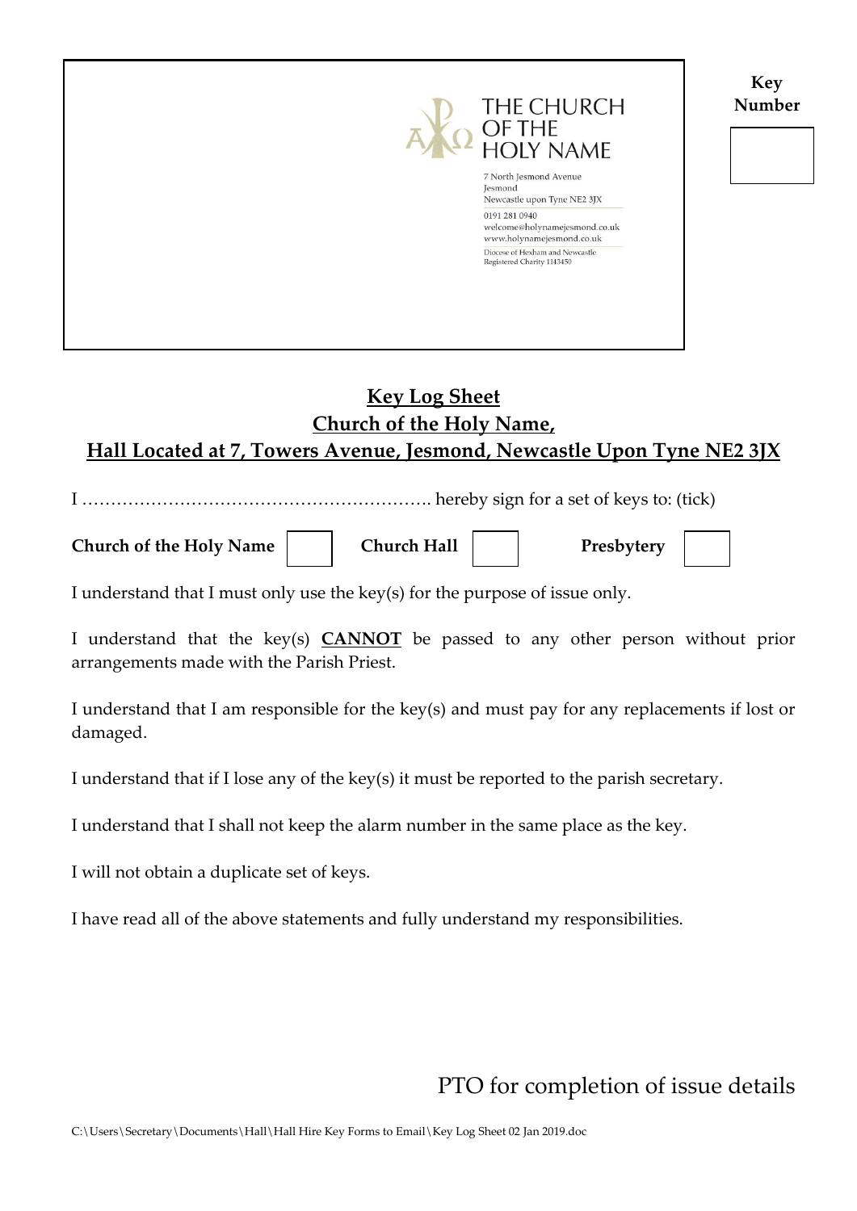THE CHURCH OF THE HOLY NAME

7 North Jesmond Avenue
Jesmond
Newcastle upon Tyne NE2 3JX

0191 281 0940
welcome@holynamejesmond.co.uk
www.holynamejesmond.co.uk

Diocese of Hexham and Newcastle
Registered Charity 1143450

**Key Number**

| |
|---|
| |

## Key Log Sheet
## Church of the Holy Name,
## Hall Located at 7, Towers Avenue, Jesmond, Newcastle Upon Tyne NE2 3JX

I …………………………………………………… hereby sign for a set of keys to: (tick)

| **Church of the Holy Name** | ☐ | **Church Hall** | ☐ | **Presbytery** | ☐ |
|---|---|---|---|---|---|

I understand that I must only use the key(s) for the purpose of issue only.

I understand that the key(s) **CANNOT** be passed to any other person without prior arrangements made with the Parish Priest.

I understand that I am responsible for the key(s) and must pay for any replacements if lost or damaged.

I understand that if I lose any of the key(s) it must be reported to the parish secretary.

I understand that I shall not keep the alarm number in the same place as the key.

I will not obtain a duplicate set of keys.

I have read all of the above statements and fully understand my responsibilities.

PTO for completion of issue details

C:\Users\Secretary\Documents\Hall\Hall Hire Key Forms to Email\Key Log Sheet 02 Jan 2019.doc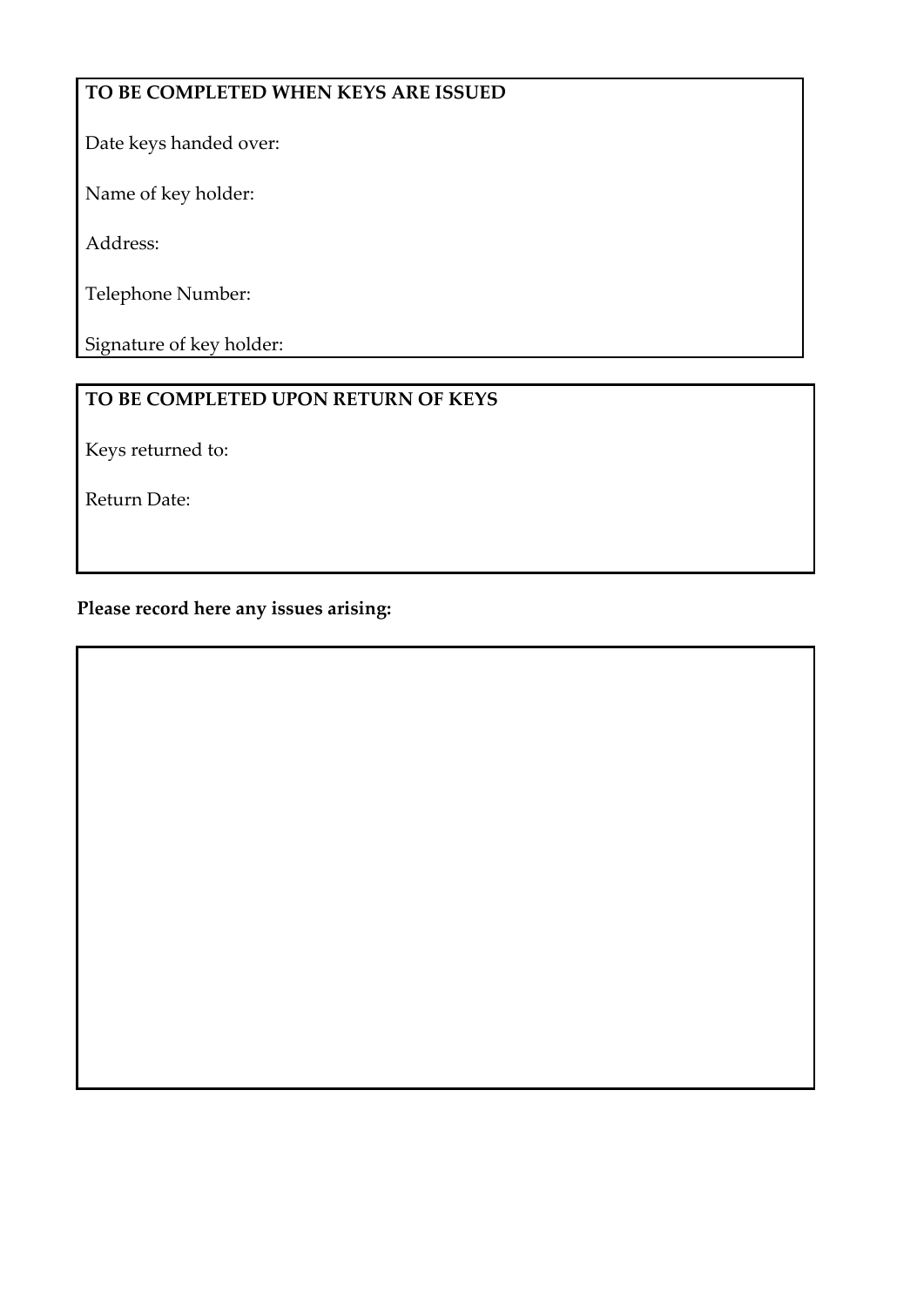**TO BE COMPLETED WHEN KEYS ARE ISSUED**

Date keys handed over:

Name of key holder:

Address:

Telephone Number:

Signature of key holder:

**TO BE COMPLETED UPON RETURN OF KEYS**

Keys returned to:

Return Date:

**Please record here any issues arising:**